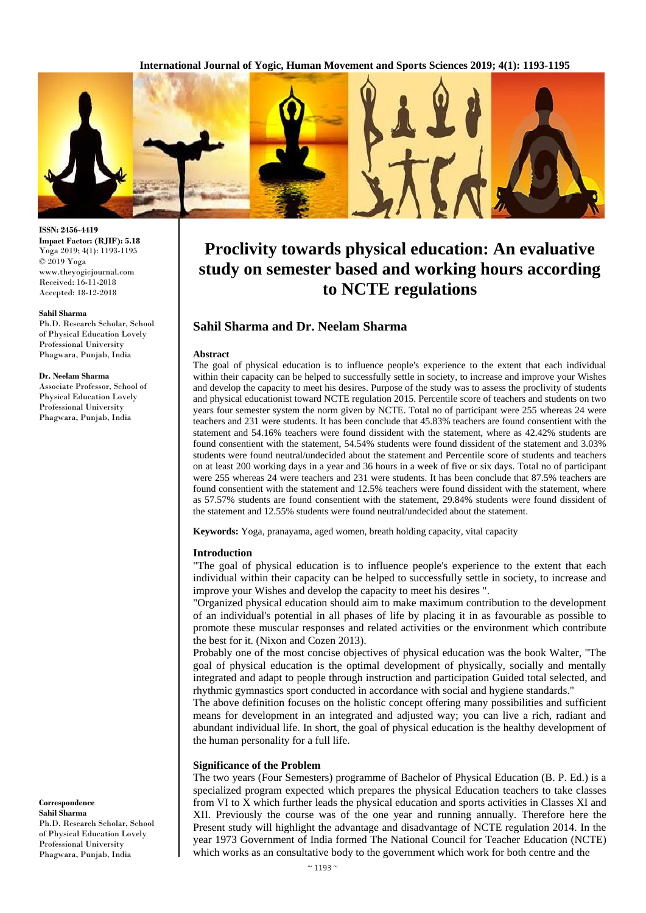ISSN: 2456-4419
Impact Factor: (RJIF): 5.18
Yoga 2019; 4(1): 1193-1195
© 2019 Yoga
www.theyogicjournal.com
Received: 16-11-2018
Accepted: 18-12-2018

**Sahil Sharma**
Ph.D. Research Scholar, School of Physical Education Lovely Professional University Phagwara, Punjab, India

**Dr. Neelam Sharma**
Associate Professor, School of Physical Education Lovely Professional University Phagwara, Punjab, India

**Correspondence**
**Sahil Sharma**
Ph.D. Research Scholar, School of Physical Education Lovely Professional University Phagwara, Punjab, India

# Proclivity towards physical education: An evaluative study on semester based and working hours according to NCTE regulations

## Sahil Sharma and Dr. Neelam Sharma

### Abstract

The goal of physical education is to influence people's experience to the extent that each individual within their capacity can be helped to successfully settle in society, to increase and improve your Wishes and develop the capacity to meet his desires. Purpose of the study was to assess the proclivity of students and physical educationist toward NCTE regulation 2015. Percentile score of teachers and students on two years four semester system the norm given by NCTE. Total no of participant were 255 whereas 24 were teachers and 231 were students. It has been conclude that 45.83% teachers are found consentient with the statement and 54.16% teachers were found dissident with the statement, where as 42.42% students are found consentient with the statement, 54.54% students were found dissident of the statement and 3.03% students were found neutral/undecided about the statement and Percentile score of students and teachers on at least 200 working days in a year and 36 hours in a week of five or six days. Total no of participant were 255 whereas 24 were teachers and 231 were students. It has been conclude that 87.5% teachers are found consentient with the statement and 12.5% teachers were found dissident with the statement, where as 57.57% students are found consentient with the statement, 29.84% students were found dissident of the statement and 12.55% students were found neutral/undecided about the statement.

**Keywords:** Yoga, pranayama, aged women, breath holding capacity, vital capacity

### Introduction

"The goal of physical education is to influence people's experience to the extent that each individual within their capacity can be helped to successfully settle in society, to increase and improve your Wishes and develop the capacity to meet his desires ".

"Organized physical education should aim to make maximum contribution to the development of an individual's potential in all phases of life by placing it in as favourable as possible to promote these muscular responses and related activities or the environment which contribute the best for it. (Nixon and Cozen 2013).

Probably one of the most concise objectives of physical education was the book Walter, "The goal of physical education is the optimal development of physically, socially and mentally integrated and adapt to people through instruction and participation Guided total selected, and rhythmic gymnastics sport conducted in accordance with social and hygiene standards."

The above definition focuses on the holistic concept offering many possibilities and sufficient means for development in an integrated and adjusted way; you can live a rich, radiant and abundant individual life. In short, the goal of physical education is the healthy development of the human personality for a full life.

### Significance of the Problem

The two years (Four Semesters) programme of Bachelor of Physical Education (B. P. Ed.) is a specialized program expected which prepares the physical Education teachers to take classes from VI to X which further leads the physical education and sports activities in Classes XI and XII. Previously the course was of the one year and running annually. Therefore here the Present study will highlight the advantage and disadvantage of NCTE regulation 2014. In the year 1973 Government of India formed The National Council for Teacher Education (NCTE) which works as an consultative body to the government which work for both centre and the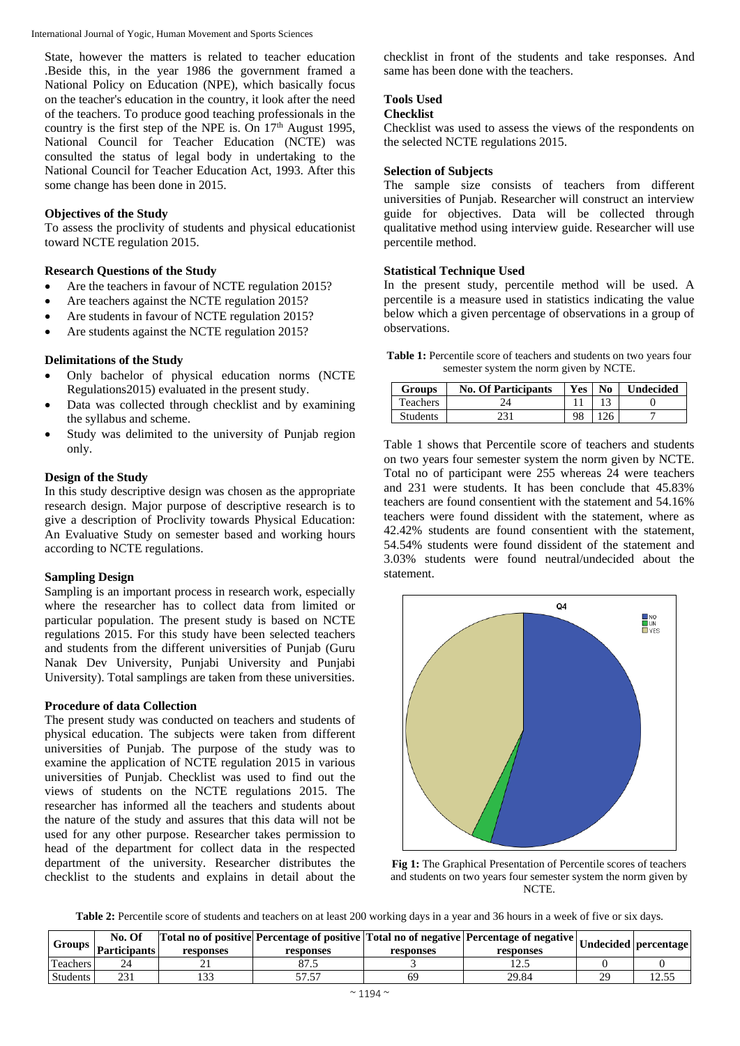State, however the matters is related to teacher education .Beside this, in the year 1986 the government framed a National Policy on Education (NPE), which basically focus on the teacher's education in the country, it look after the need of the teachers. To produce good teaching professionals in the country is the first step of the NPE is. On 17th August 1995, National Council for Teacher Education (NCTE) was consulted the status of legal body in undertaking to the National Council for Teacher Education Act, 1993. After this some change has been done in 2015.

### Objectives of the Study

To assess the proclivity of students and physical educationist toward NCTE regulation 2015.

### Research Questions of the Study

- Are the teachers in favour of NCTE regulation 2015?
- Are teachers against the NCTE regulation 2015?
- Are students in favour of NCTE regulation 2015?
- Are students against the NCTE regulation 2015?

### Delimitations of the Study

- Only bachelor of physical education norms (NCTE Regulations2015) evaluated in the present study.
- Data was collected through checklist and by examining the syllabus and scheme.
- Study was delimited to the university of Punjab region only.

### Design of the Study

In this study descriptive design was chosen as the appropriate research design. Major purpose of descriptive research is to give a description of Proclivity towards Physical Education: An Evaluative Study on semester based and working hours according to NCTE regulations.

### Sampling Design

Sampling is an important process in research work, especially where the researcher has to collect data from limited or particular population. The present study is based on NCTE regulations 2015. For this study have been selected teachers and students from the different universities of Punjab (Guru Nanak Dev University, Punjabi University and Punjabi University). Total samplings are taken from these universities.

### Procedure of data Collection

The present study was conducted on teachers and students of physical education. The subjects were taken from different universities of Punjab. The purpose of the study was to examine the application of NCTE regulation 2015 in various universities of Punjab. Checklist was used to find out the views of students on the NCTE regulations 2015. The researcher has informed all the teachers and students about the nature of the study and assures that this data will not be used for any other purpose. Researcher takes permission to head of the department for collect data in the respected department of the university. Researcher distributes the checklist to the students and explains in detail about the checklist in front of the students and take responses. And same has been done with the teachers.

### Tools Used

**Checklist**

Checklist was used to assess the views of the respondents on the selected NCTE regulations 2015.

### Selection of Subjects

The sample size consists of teachers from different universities of Punjab. Researcher will construct an interview guide for objectives. Data will be collected through qualitative method using interview guide. Researcher will use percentile method.

### Statistical Technique Used

In the present study, percentile method will be used. A percentile is a measure used in statistics indicating the value below which a given percentage of observations in a group of observations.

**Table 1:** Percentile score of teachers and students on two years four semester system the norm given by NCTE.

| Groups | No. Of Participants | Yes | No | Undecided |
|---|---|---|---|---|
| Teachers | 24 | 11 | 13 | 0 |
| Students | 231 | 98 | 126 | 7 |

Table 1 shows that Percentile score of teachers and students on two years four semester system the norm given by NCTE. Total no of participant were 255 whereas 24 were teachers and 231 were students. It has been conclude that 45.83% teachers are found consentient with the statement and 54.16% teachers were found dissident with the statement, where as 42.42% students are found consentient with the statement, 54.54% students were found dissident of the statement and 3.03% students were found neutral/undecided about the statement.

**Fig 1:** The Graphical Presentation of Percentile scores of teachers and students on two years four semester system the norm given by NCTE.

**Table 2:** Percentile score of students and teachers on at least 200 working days in a year and 36 hours in a week of five or six days.

| Groups | No. Of Participants | Total no of positive responses | Percentage of positive responses | Total no of negative responses | Percentage of negative responses | Undecided | percentage |
|---|---|---|---|---|---|---|---|
| Teachers | 24 | 21 | 87.5 | 3 | 12.5 | 0 | 0 |
| Students | 231 | 133 | 57.57 | 69 | 29.84 | 29 | 12.55 |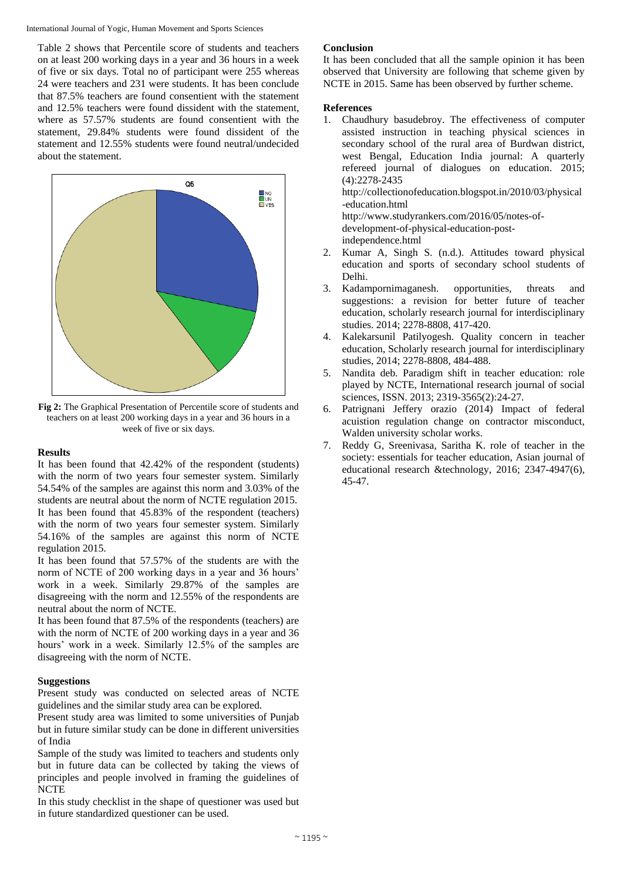Table 2 shows that Percentile score of students and teachers on at least 200 working days in a year and 36 hours in a week of five or six days. Total no of participant were 255 whereas 24 were teachers and 231 were students. It has been conclude that 87.5% teachers are found consentient with the statement and 12.5% teachers were found dissident with the statement, where as 57.57% students are found consentient with the statement, 29.84% students were found dissident of the statement and 12.55% students were found neutral/undecided about the statement.

Q5

NO
UN
YES

**Fig 2:** The Graphical Presentation of Percentile score of students and teachers on at least 200 working days in a year and 36 hours in a week of five or six days.

## Results

It has been found that 42.42% of the respondent (students) with the norm of two years four semester system. Similarly 54.54% of the samples are against this norm and 3.03% of the students are neutral about the norm of NCTE regulation 2015.

It has been found that 45.83% of the respondent (teachers) with the norm of two years four semester system. Similarly 54.16% of the samples are against this norm of NCTE regulation 2015.

It has been found that 57.57% of the students are with the norm of NCTE of 200 working days in a year and 36 hours' work in a week. Similarly 29.87% of the samples are disagreeing with the norm and 12.55% of the respondents are neutral about the norm of NCTE.

It has been found that 87.5% of the respondents (teachers) are with the norm of NCTE of 200 working days in a year and 36 hours' work in a week. Similarly 12.5% of the samples are disagreeing with the norm of NCTE.

## Suggestions

Present study was conducted on selected areas of NCTE guidelines and the similar study area can be explored.

Present study area was limited to some universities of Punjab but in future similar study can be done in different universities of India

Sample of the study was limited to teachers and students only but in future data can be collected by taking the views of principles and people involved in framing the guidelines of NCTE

In this study checklist in the shape of questioner was used but in future standardized questioner can be used.

## Conclusion

It has been concluded that all the sample opinion it has been observed that University are following that scheme given by NCTE in 2015. Same has been observed by further scheme.

## References

1. Chaudhury basudebroy. The effectiveness of computer assisted instruction in teaching physical sciences in secondary school of the rural area of Burdwan district, west Bengal, Education India journal: A quarterly refereed journal of dialogues on education. 2015; (4):2278-2435
   http://collectionofeducation.blogspot.in/2010/03/physical-education.html
   http://www.studyrankers.com/2016/05/notes-of-development-of-physical-education-post-independence.html
2. Kumar A, Singh S. (n.d.). Attitudes toward physical education and sports of secondary school students of Delhi.
3. Kadampornimaganesh. opportunities, threats and suggestions: a revision for better future of teacher education, scholarly research journal for interdisciplinary studies. 2014; 2278-8808, 417-420.
4. Kalekarsunil Patilyogesh. Quality concern in teacher education, Scholarly research journal for interdisciplinary studies, 2014; 2278-8808, 484-488.
5. Nandita deb. Paradigm shift in teacher education: role played by NCTE, International research journal of social sciences, ISSN. 2013; 2319-3565(2):24-27.
6. Patrignani Jeffery orazio (2014) Impact of federal acuistion regulation change on contractor misconduct, Walden university scholar works.
7. Reddy G, Sreenivasa, Saritha K. role of teacher in the society: essentials for teacher education, Asian journal of educational research &technology, 2016; 2347-4947(6), 45-47.